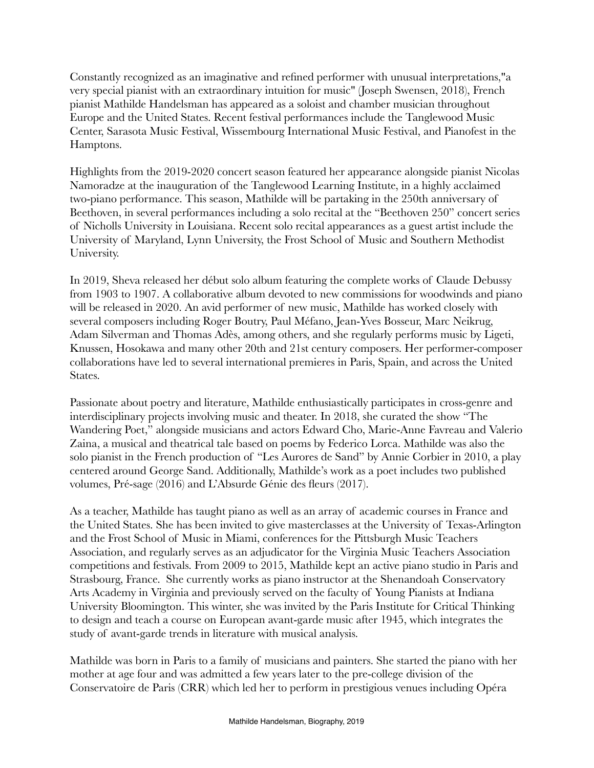Constantly recognized as an imaginative and refined performer with unusual interpretations,"a very special pianist with an extraordinary intuition for music" (Joseph Swensen, 2018), French pianist Mathilde Handelsman has appeared as a soloist and chamber musician throughout Europe and the United States. Recent festival performances include the Tanglewood Music Center, Sarasota Music Festival, Wissembourg International Music Festival, and Pianofest in the Hamptons.

Highlights from the 2019-2020 concert season featured her appearance alongside pianist Nicolas Namoradze at the inauguration of the Tanglewood Learning Institute, in a highly acclaimed two-piano performance. This season, Mathilde will be partaking in the 250th anniversary of Beethoven, in several performances including a solo recital at the "Beethoven 250" concert series of Nicholls University in Louisiana. Recent solo recital appearances as a guest artist include the University of Maryland, Lynn University, the Frost School of Music and Southern Methodist University.

In 2019, Sheva released her début solo album featuring the complete works of Claude Debussy from 1903 to 1907. A collaborative album devoted to new commissions for woodwinds and piano will be released in 2020. An avid performer of new music, Mathilde has worked closely with several composers including Roger Boutry, Paul Méfano, Jean-Yves Bosseur, Marc Neikrug, Adam Silverman and Thomas Adès, among others, and she regularly performs music by Ligeti, Knussen, Hosokawa and many other 20th and 21st century composers. Her performer-composer collaborations have led to several international premieres in Paris, Spain, and across the United States.

Passionate about poetry and literature, Mathilde enthusiastically participates in cross-genre and interdisciplinary projects involving music and theater. In 2018, she curated the show "The Wandering Poet," alongside musicians and actors Edward Cho, Marie-Anne Favreau and Valerio Zaina, a musical and theatrical tale based on poems by Federico Lorca. Mathilde was also the solo pianist in the French production of "Les Aurores de Sand" by Annie Corbier in 2010, a play centered around George Sand. Additionally, Mathilde's work as a poet includes two published volumes, Pré-sage (2016) and L'Absurde Génie des fleurs (2017).

As a teacher, Mathilde has taught piano as well as an array of academic courses in France and the United States. She has been invited to give masterclasses at the University of Texas-Arlington and the Frost School of Music in Miami, conferences for the Pittsburgh Music Teachers Association, and regularly serves as an adjudicator for the Virginia Music Teachers Association competitions and festivals. From 2009 to 2015, Mathilde kept an active piano studio in Paris and Strasbourg, France. She currently works as piano instructor at the Shenandoah Conservatory Arts Academy in Virginia and previously served on the faculty of Young Pianists at Indiana University Bloomington. This winter, she was invited by the Paris Institute for Critical Thinking to design and teach a course on European avant-garde music after 1945, which integrates the study of avant-garde trends in literature with musical analysis.

Mathilde was born in Paris to a family of musicians and painters. She started the piano with her mother at age four and was admitted a few years later to the pre-college division of the Conservatoire de Paris (CRR) which led her to perform in prestigious venues including Opéra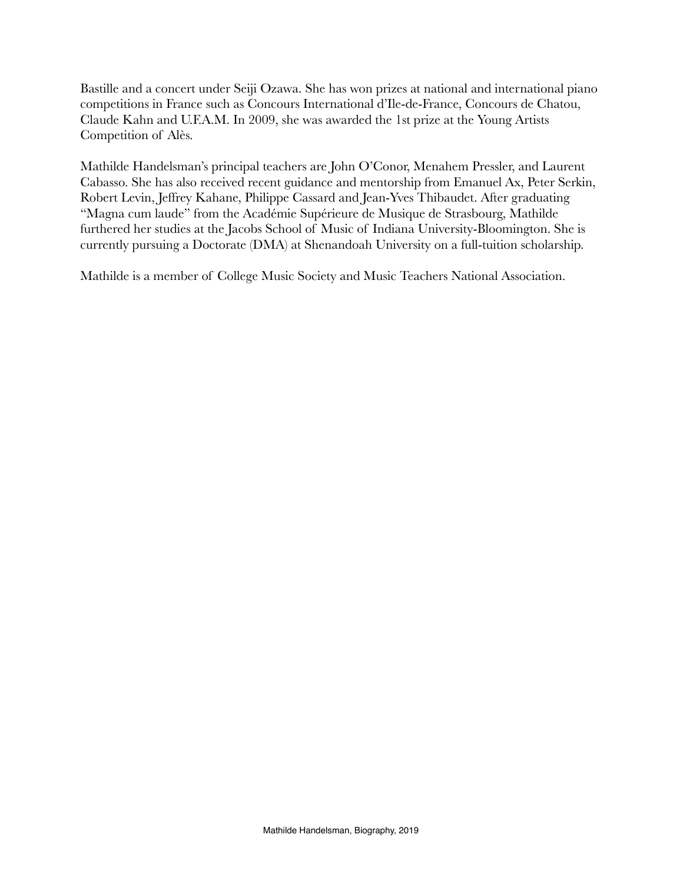Bastille and a concert under Seiji Ozawa. She has won prizes at national and international piano competitions in France such as Concours International d'Ile-de-France, Concours de Chatou, Claude Kahn and U.F.A.M. In 2009, she was awarded the 1st prize at the Young Artists Competition of Alès.

Mathilde Handelsman's principal teachers are John O'Conor, Menahem Pressler, and Laurent Cabasso. She has also received recent guidance and mentorship from Emanuel Ax, Peter Serkin, Robert Levin, Jeffrey Kahane, Philippe Cassard and Jean-Yves Thibaudet. After graduating "Magna cum laude" from the Académie Supérieure de Musique de Strasbourg, Mathilde furthered her studies at the Jacobs School of Music of Indiana University-Bloomington. She is currently pursuing a Doctorate (DMA) at Shenandoah University on a full-tuition scholarship.

Mathilde is a member of College Music Society and Music Teachers National Association.